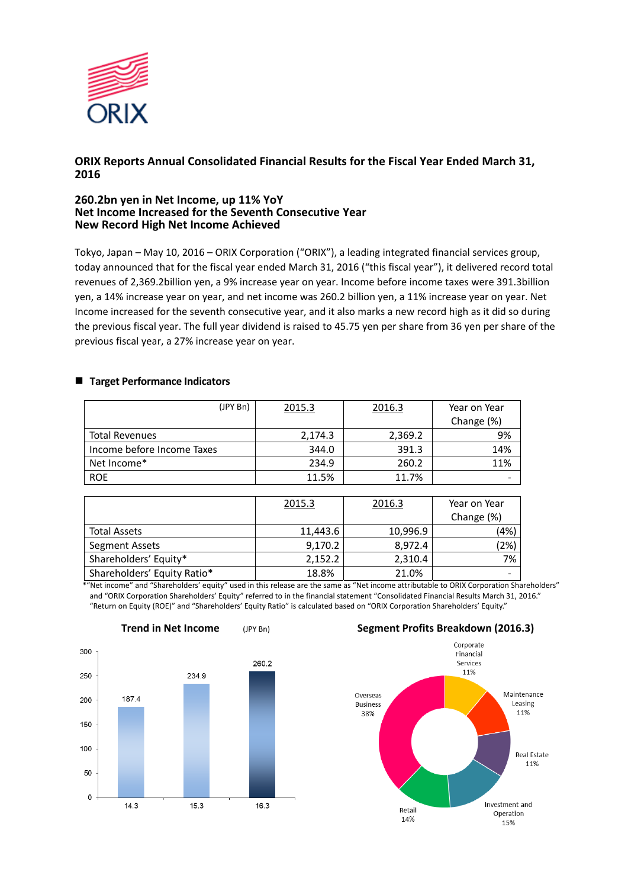ORIX

## ORIX Reports Annual Consolidated Financial Results for the Fiscal Year Ended March 31, 2016

### 260.2bn yen in Net Income, up 11% YoY
### Net Income Increased for the Seventh Consecutive Year
### New Record High Net Income Achieved

Tokyo, Japan – May 10, 2016 – ORIX Corporation ("ORIX"), a leading integrated financial services group, today announced that for the fiscal year ended March 31, 2016 ("this fiscal year"), it delivered record total revenues of 2,369.2billion yen, a 9% increase year on year. Income before income taxes were 391.3billion yen, a 14% increase year on year, and net income was 260.2 billion yen, a 11% increase year on year. Net Income increased for the seventh consecutive year, and it also marks a new record high as it did so during the previous fiscal year. The full year dividend is raised to 45.75 yen per share from 36 yen per share of the previous fiscal year, a 27% increase year on year.

■ **Target Performance Indicators**

| (JPY Bn) | 2015.3 | 2016.3 | Year on Year Change (%) |
|---|---|---|---|
| Total Revenues | 2,174.3 | 2,369.2 | 9% |
| Income before Income Taxes | 344.0 | 391.3 | 14% |
| Net Income* | 234.9 | 260.2 | 11% |
| ROE | 11.5% | 11.7% | - |

| | 2015.3 | 2016.3 | Year on Year Change (%) |
|---|---|---|---|
| Total Assets | 11,443.6 | 10,996.9 | (4%) |
| Segment Assets | 9,170.2 | 8,972.4 | (2%) |
| Shareholders' Equity* | 2,152.2 | 2,310.4 | 7% |
| Shareholders' Equity Ratio* | 18.8% | 21.0% | - |

*"Net income" and "Shareholders' equity" used in this release are the same as "Net income attributable to ORIX Corporation Shareholders" and "ORIX Corporation Shareholders' Equity" referred to in the financial statement "Consolidated Financial Results March 31, 2016." "Return on Equity (ROE)" and "Shareholders' Equity Ratio" is calculated based on "ORIX Corporation Shareholders' Equity."

**Trend in Net Income** (JPY Bn)

| | 14.3 | 15.3 | 16.3 |
|---|---|---|---|
| Net Income | 187.4 | 234.9 | 260.2 |

**Segment Profits Breakdown (2016.3)**

| Segment | Share |
|---|---|
| Corporate Financial Services | 11% |
| Maintenance Leasing | 11% |
| Real Estate | 11% |
| Investment and Operation | 15% |
| Retail | 14% |
| Overseas Business | 38% |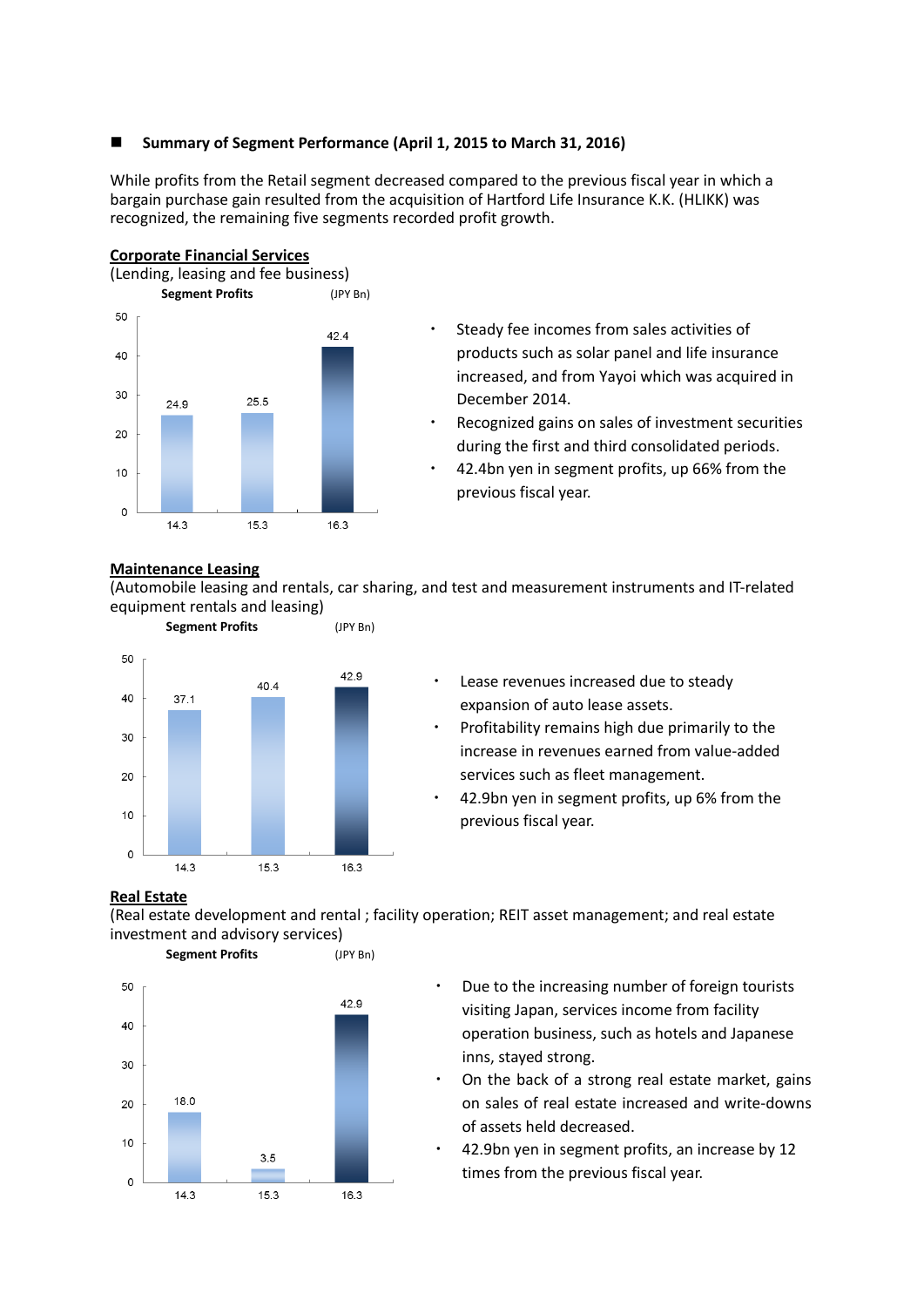## Summary of Segment Performance (April 1, 2015 to March 31, 2016)

While profits from the Retail segment decreased compared to the previous fiscal year in which a bargain purchase gain resulted from the acquisition of Hartford Life Insurance K.K. (HLIKK) was recognized, the remaining five segments recorded profit growth.

### Corporate Financial Services

(Lending, leasing and fee business)

**Segment Profits** (JPY Bn)

| | 14.3 | 15.3 | 16.3 |
|---|---|---|---|
| Segment Profits | 24.9 | 25.5 | 42.4 |

- Steady fee incomes from sales activities of products such as solar panel and life insurance increased, and from Yayoi which was acquired in December 2014.
- Recognized gains on sales of investment securities during the first and third consolidated periods.
- 42.4bn yen in segment profits, up 66% from the previous fiscal year.

### Maintenance Leasing

(Automobile leasing and rentals, car sharing, and test and measurement instruments and IT-related equipment rentals and leasing)

**Segment Profits** (JPY Bn)

| | 14.3 | 15.3 | 16.3 |
|---|---|---|---|
| Segment Profits | 37.1 | 40.4 | 42.9 |

- Lease revenues increased due to steady expansion of auto lease assets.
- Profitability remains high due primarily to the increase in revenues earned from value-added services such as fleet management.
- 42.9bn yen in segment profits, up 6% from the previous fiscal year.

### Real Estate

(Real estate development and rental ; facility operation; REIT asset management; and real estate investment and advisory services)

**Segment Profits** (JPY Bn)

| | 14.3 | 15.3 | 16.3 |
|---|---|---|---|
| Segment Profits | 18.0 | 3.5 | 42.9 |

- Due to the increasing number of foreign tourists visiting Japan, services income from facility operation business, such as hotels and Japanese inns, stayed strong.
- On the back of a strong real estate market, gains on sales of real estate increased and write-downs of assets held decreased.
- 42.9bn yen in segment profits, an increase by 12 times from the previous fiscal year.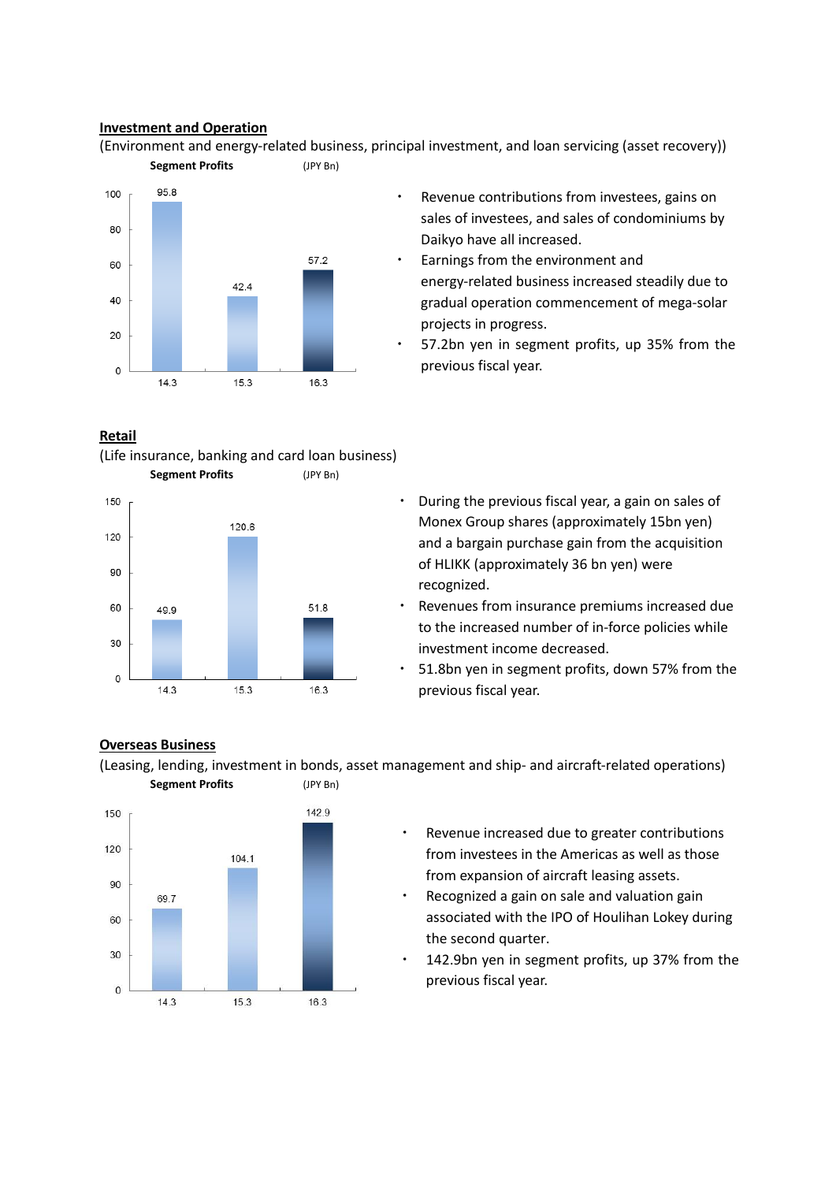## Investment and Operation

(Environment and energy-related business, principal investment, and loan servicing (asset recovery))

**Segment Profits** (JPY Bn)

| | 14.3 | 15.3 | 16.3 |
|---|---|---|---|
| Segment Profits | 95.8 | 42.4 | 57.2 |

- Revenue contributions from investees, gains on sales of investees, and sales of condominiums by Daikyo have all increased.
- Earnings from the environment and energy-related business increased steadily due to gradual operation commencement of mega-solar projects in progress.
- 57.2bn yen in segment profits, up 35% from the previous fiscal year.

## Retail

(Life insurance, banking and card loan business)

**Segment Profits** (JPY Bn)

| | 14.3 | 15.3 | 16.3 |
|---|---|---|---|
| Segment Profits | 49.9 | 120.8 | 51.8 |

- During the previous fiscal year, a gain on sales of Monex Group shares (approximately 15bn yen) and a bargain purchase gain from the acquisition of HLIKK (approximately 36 bn yen) were recognized.
- Revenues from insurance premiums increased due to the increased number of in-force policies while investment income decreased.
- 51.8bn yen in segment profits, down 57% from the previous fiscal year.

## Overseas Business

(Leasing, lending, investment in bonds, asset management and ship- and aircraft-related operations)

**Segment Profits** (JPY Bn)

| | 14.3 | 15.3 | 16.3 |
|---|---|---|---|
| Segment Profits | 69.7 | 104.1 | 142.9 |

- Revenue increased due to greater contributions from investees in the Americas as well as those from expansion of aircraft leasing assets.
- Recognized a gain on sale and valuation gain associated with the IPO of Houlihan Lokey during the second quarter.
- 142.9bn yen in segment profits, up 37% from the previous fiscal year.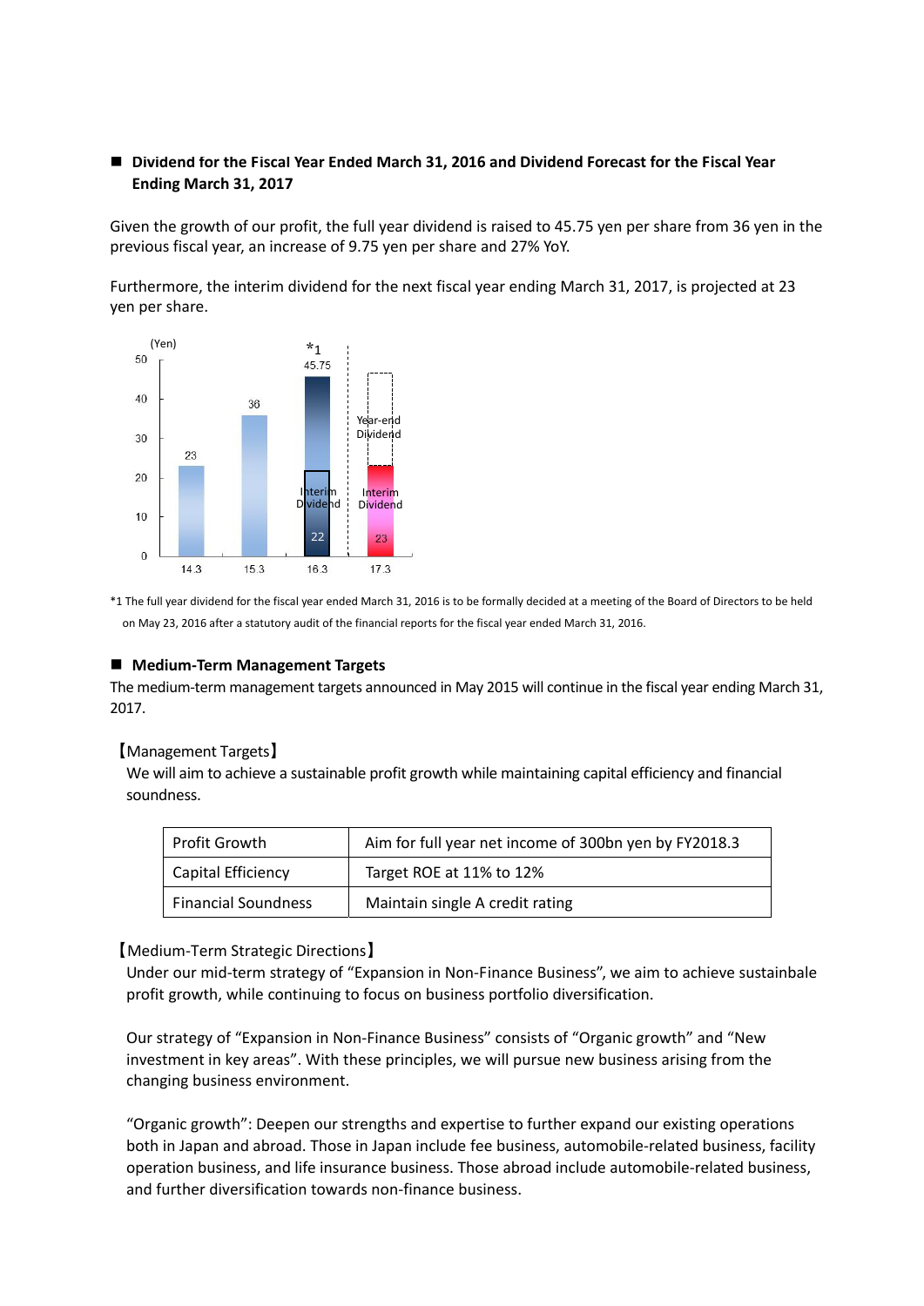## ■ Dividend for the Fiscal Year Ended March 31, 2016 and Dividend Forecast for the Fiscal Year Ending March 31, 2017

Given the growth of our profit, the full year dividend is raised to 45.75 yen per share from 36 yen in the previous fiscal year, an increase of 9.75 yen per share and 27% YoY.

Furthermore, the interim dividend for the next fiscal year ending March 31, 2017, is projected at 23 yen per share.

| (Yen) | 14.3 | 15.3 | 16.3 *1 | 17.3 |
|---|---|---|---|---|
| Interim Dividend | | | 22 | 23 |
| Year-end Dividend | | | | |
| Full year | 23 | 36 | 45.75 | |

*1 The full year dividend for the fiscal year ended March 31, 2016 is to be formally decided at a meeting of the Board of Directors to be held on May 23, 2016 after a statutory audit of the financial reports for the fiscal year ended March 31, 2016.

## ■ Medium-Term Management Targets

The medium-term management targets announced in May 2015 will continue in the fiscal year ending March 31, 2017.

【Management Targets】

We will aim to achieve a sustainable profit growth while maintaining capital efficiency and financial soundness.

| Profit Growth | Aim for full year net income of 300bn yen by FY2018.3 |
|---|---|
| Capital Efficiency | Target ROE at 11% to 12% |
| Financial Soundness | Maintain single A credit rating |

【Medium-Term Strategic Directions】

Under our mid-term strategy of "Expansion in Non-Finance Business", we aim to achieve sustainbale profit growth, while continuing to focus on business portfolio diversification.

Our strategy of "Expansion in Non-Finance Business" consists of "Organic growth" and "New investment in key areas". With these principles, we will pursue new business arising from the changing business environment.

"Organic growth": Deepen our strengths and expertise to further expand our existing operations both in Japan and abroad. Those in Japan include fee business, automobile-related business, facility operation business, and life insurance business. Those abroad include automobile-related business, and further diversification towards non-finance business.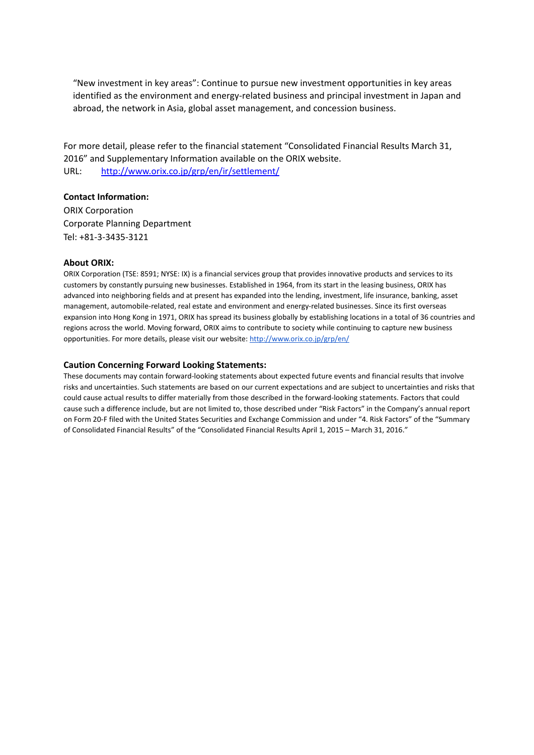"New investment in key areas": Continue to pursue new investment opportunities in key areas identified as the environment and energy-related business and principal investment in Japan and abroad, the network in Asia, global asset management, and concession business.

For more detail, please refer to the financial statement "Consolidated Financial Results March 31, 2016" and Supplementary Information available on the ORIX website.
URL: http://www.orix.co.jp/grp/en/ir/settlement/

**Contact Information:**

ORIX Corporation
Corporate Planning Department
Tel: +81-3-3435-3121

**About ORIX:**

ORIX Corporation (TSE: 8591; NYSE: IX) is a financial services group that provides innovative products and services to its customers by constantly pursuing new businesses. Established in 1964, from its start in the leasing business, ORIX has advanced into neighboring fields and at present has expanded into the lending, investment, life insurance, banking, asset management, automobile-related, real estate and environment and energy-related businesses. Since its first overseas expansion into Hong Kong in 1971, ORIX has spread its business globally by establishing locations in a total of 36 countries and regions across the world. Moving forward, ORIX aims to contribute to society while continuing to capture new business opportunities. For more details, please visit our website: http://www.orix.co.jp/grp/en/

**Caution Concerning Forward Looking Statements:**

These documents may contain forward-looking statements about expected future events and financial results that involve risks and uncertainties. Such statements are based on our current expectations and are subject to uncertainties and risks that could cause actual results to differ materially from those described in the forward-looking statements. Factors that could cause such a difference include, but are not limited to, those described under "Risk Factors" in the Company's annual report on Form 20-F filed with the United States Securities and Exchange Commission and under "4. Risk Factors" of the "Summary of Consolidated Financial Results" of the "Consolidated Financial Results April 1, 2015 – March 31, 2016."